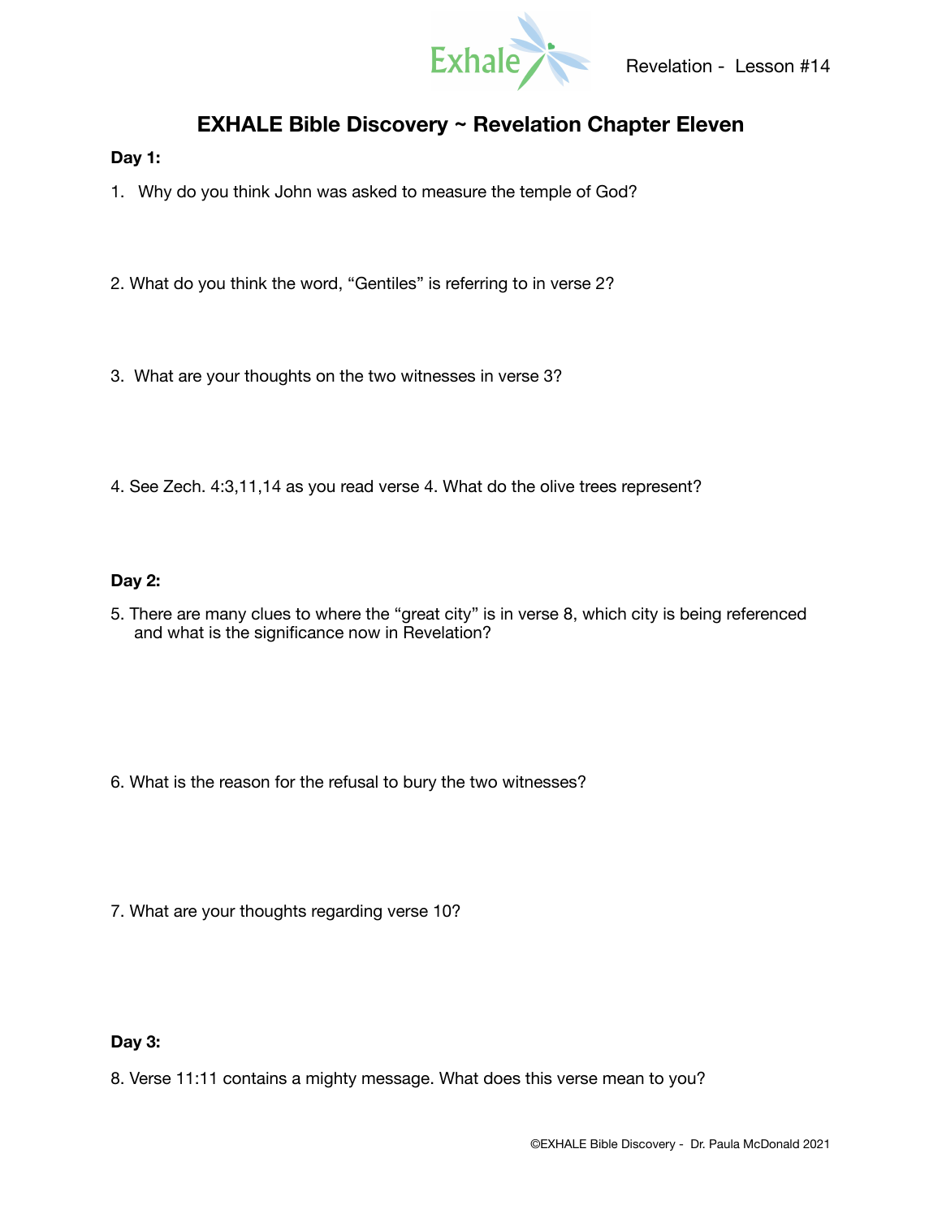Revelation - Lesson #14

# EXHALE Bible Discovery ~ Revelation Chapter Eleven

**Day 1:**

1. Why do you think John was asked to measure the temple of God?

2. What do you think the word, "Gentiles" is referring to in verse 2?

3. What are your thoughts on the two witnesses in verse 3?

4. See Zech. 4:3,11,14 as you read verse 4. What do the olive trees represent?

**Day 2:**

5. There are many clues to where the "great city" is in verse 8, which city is being referenced and what is the significance now in Revelation?

6. What is the reason for the refusal to bury the two witnesses?

7. What are your thoughts regarding verse 10?

**Day 3:**

8. Verse 11:11 contains a mighty message. What does this verse mean to you?

©EXHALE Bible Discovery - Dr. Paula McDonald 2021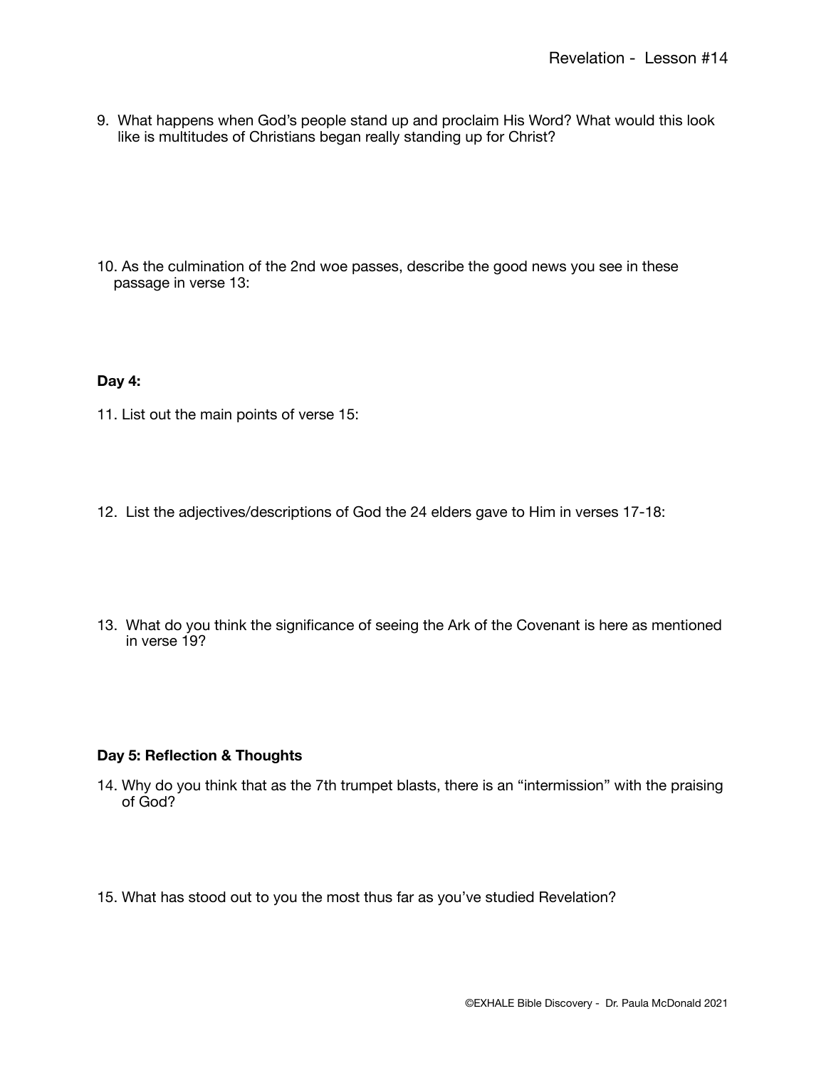9. What happens when God's people stand up and proclaim His Word? What would this look like is multitudes of Christians began really standing up for Christ?

10. As the culmination of the 2nd woe passes, describe the good news you see in these passage in verse 13:

**Day 4:**

11. List out the main points of verse 15:

12. List the adjectives/descriptions of God the 24 elders gave to Him in verses 17-18:

13. What do you think the significance of seeing the Ark of the Covenant is here as mentioned in verse 19?

**Day 5: Reflection & Thoughts**

14. Why do you think that as the 7th trumpet blasts, there is an "intermission" with the praising of God?

15. What has stood out to you the most thus far as you've studied Revelation?

©EXHALE Bible Discovery - Dr. Paula McDonald 2021